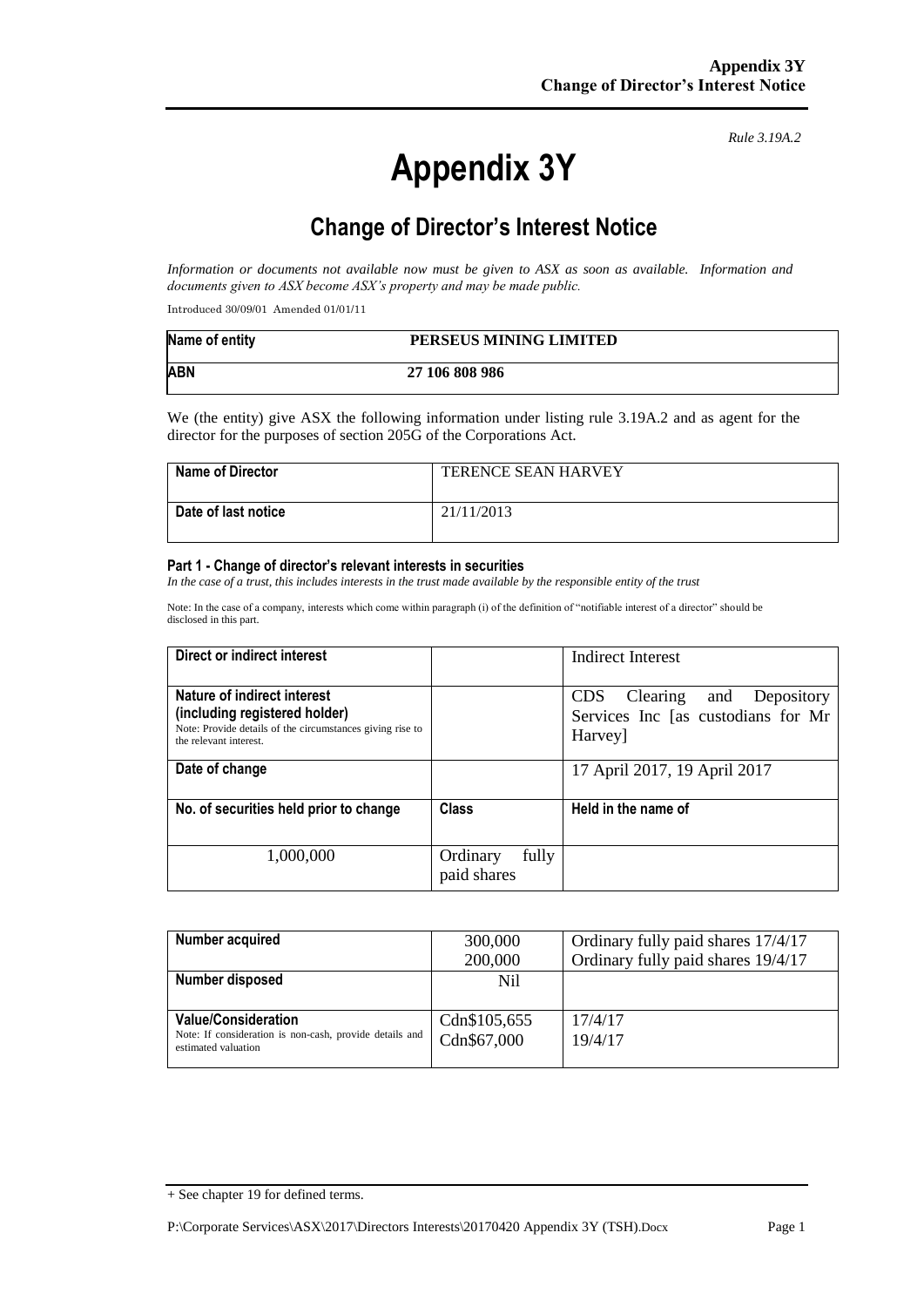*Rule 3.19A.2*

# Appendix 3Y

## Change of Director's Interest Notice

*Information or documents not available now must be given to ASX as soon as available. Information and documents given to ASX become ASX's property and may be made public.*

Introduced 30/09/01 Amended 01/01/11

| Name of entity | PERSEUS MINING LIMITED |
|---|---|
| ABN | 27 106 808 986 |

We (the entity) give ASX the following information under listing rule 3.19A.2 and as agent for the director for the purposes of section 205G of the Corporations Act.

| Name of Director | TERENCE SEAN HARVEY |
|---|---|
| Date of last notice | 21/11/2013 |

#### Part 1 - Change of director's relevant interests in securities

*In the case of a trust, this includes interests in the trust made available by the responsible entity of the trust*

Note: In the case of a company, interests which come within paragraph (i) of the definition of "notifiable interest of a director" should be disclosed in this part.

| Direct or indirect interest | | Indirect Interest |
|---|---|---|
| **Nature of indirect interest (including registered holder)** Note: Provide details of the circumstances giving rise to the relevant interest. | | CDS Clearing and Depository Services Inc [as custodians for Mr Harvey] |
| **Date of change** | | 17 April 2017, 19 April 2017 |
| **No. of securities held prior to change** | **Class** | **Held in the name of** |
| 1,000,000 | Ordinary fully paid shares | |

| Number acquired | 300,000<br>200,000 | Ordinary fully paid shares 17/4/17<br>Ordinary fully paid shares 19/4/17 |
|---|---|---|
| **Number disposed** | Nil | |
| **Value/Consideration** Note: If consideration is non-cash, provide details and estimated valuation | Cdn$105,655<br>Cdn$67,000 | 17/4/17<br>19/4/17 |

+ See chapter 19 for defined terms.

P:\Corporate Services\ASX\2017\Directors Interests\20170420 Appendix 3Y (TSH).Docx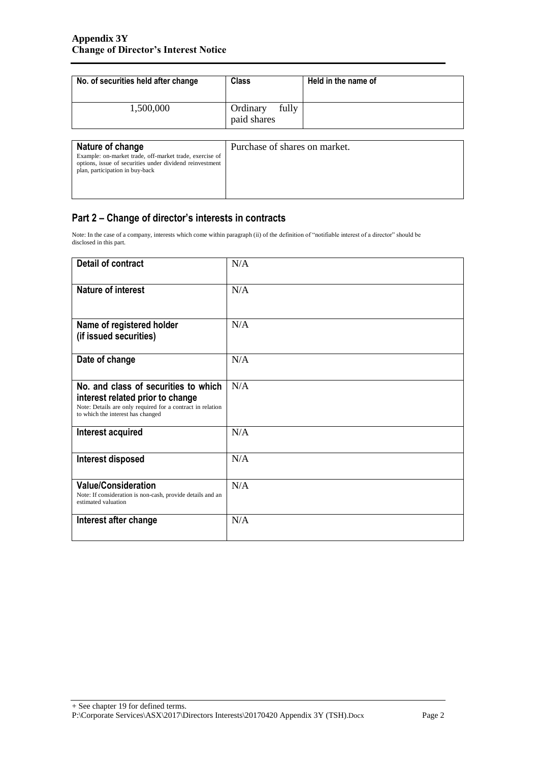| No. of securities held after change | Class | Held in the name of |
|---|---|---|
| 1,500,000 | Ordinary fully paid shares | |

| Nature of change<br>Example: on-market trade, off-market trade, exercise of options, issue of securities under dividend reinvestment plan, participation in buy-back | Purchase of shares on market. |
|---|---|

## Part 2 – Change of director's interests in contracts

Note: In the case of a company, interests which come within paragraph (ii) of the definition of "notifiable interest of a director" should be disclosed in this part.

| **Detail of contract** | N/A |
|---|---|
| **Nature of interest** | N/A |
| **Name of registered holder (if issued securities)** | N/A |
| **Date of change** | N/A |
| **No. and class of securities to which interest related prior to change**<br>Note: Details are only required for a contract in relation to which the interest has changed | N/A |
| **Interest acquired** | N/A |
| **Interest disposed** | N/A |
| **Value/Consideration**<br>Note: If consideration is non-cash, provide details and an estimated valuation | N/A |
| **Interest after change** | N/A |

+ See chapter 19 for defined terms.
P:\Corporate Services\ASX\2017\Directors Interests\20170420 Appendix 3Y (TSH).Docx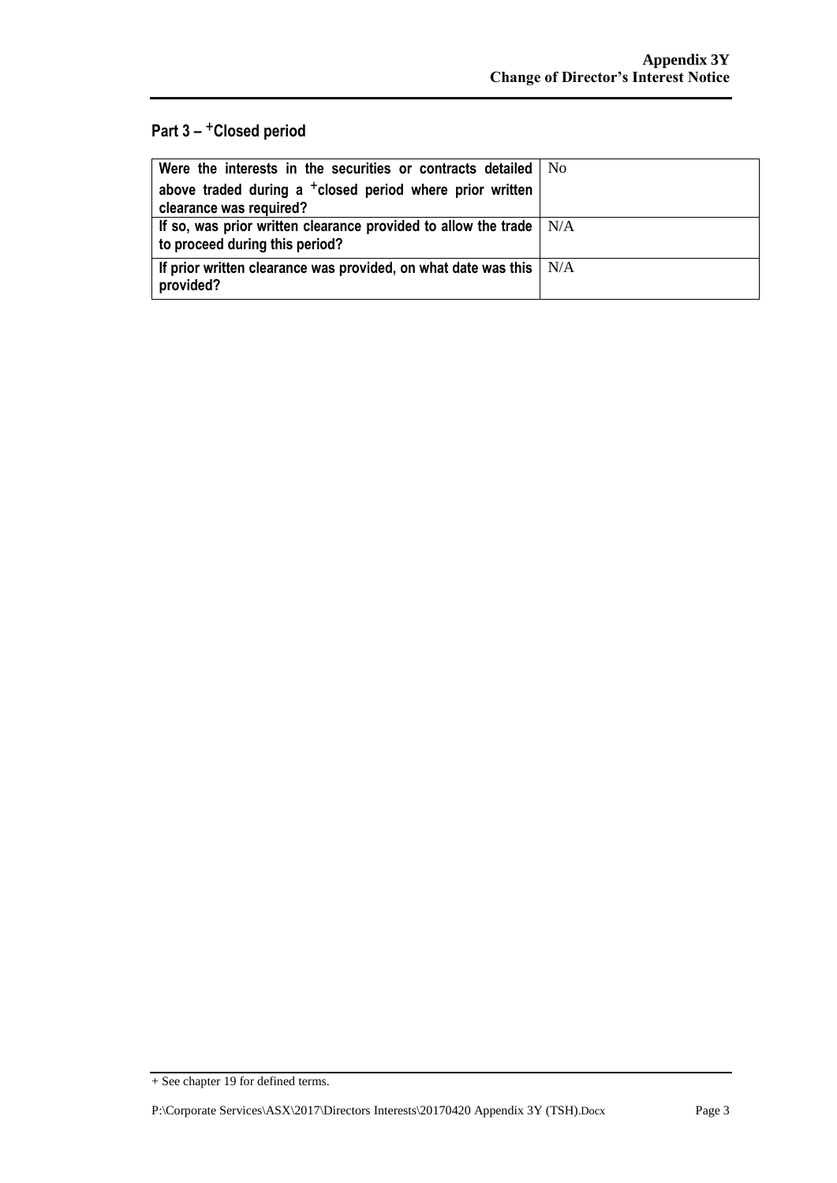## Part 3 – +Closed period

| | |
|---|---|
| **Were the interests in the securities or contracts detailed above traded during a +closed period where prior written clearance was required?** | No |
| **If so, was prior written clearance provided to allow the trade to proceed during this period?** | N/A |
| **If prior written clearance was provided, on what date was this provided?** | N/A |

+ See chapter 19 for defined terms.

P:\Corporate Services\ASX\2017\Directors Interests\20170420 Appendix 3Y (TSH).Docx